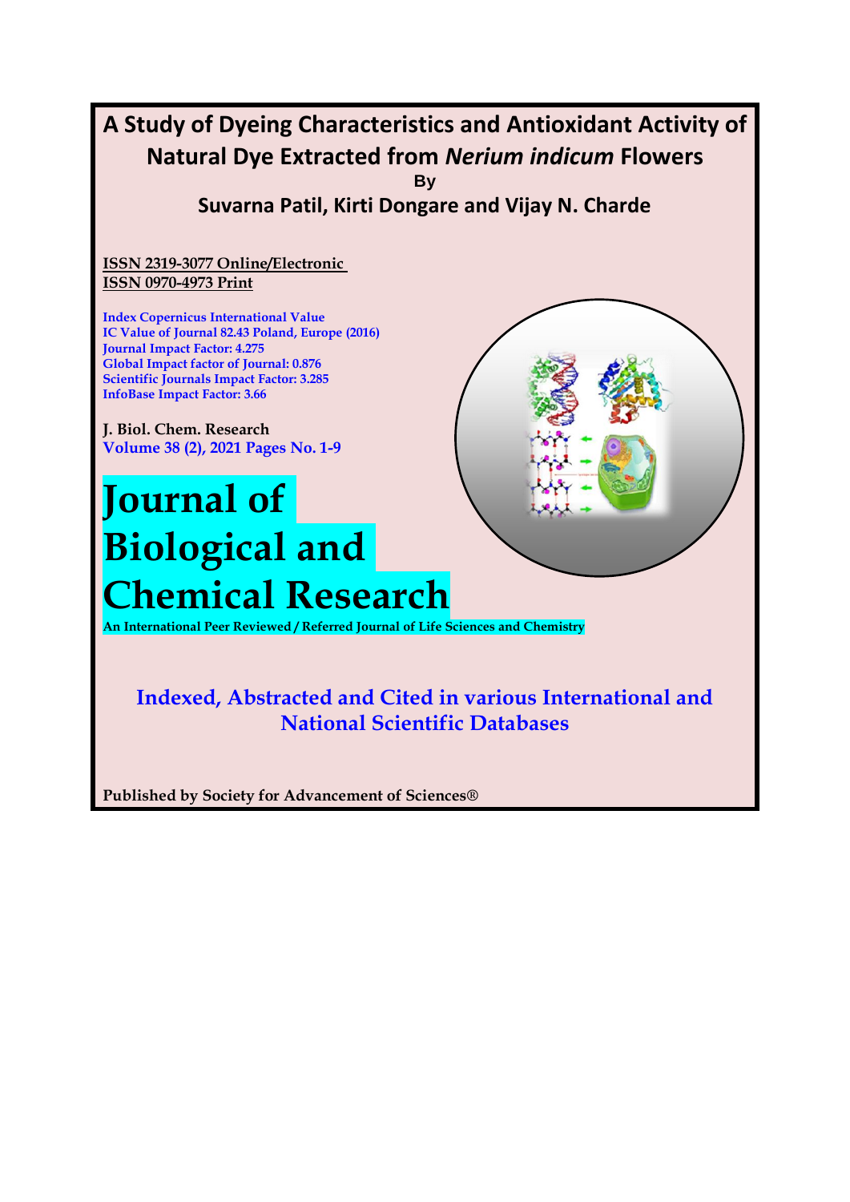# A Study of Dyeing Characteristics and Antioxidant Activity of Natural Dye Extracted from *Nerium indicum* Flowers

By

## Suvarna Patil, Kirti Dongare and Vijay N. Charde

ISSN 2319-3077 Online/Electronic
ISSN 0970-4973 Print

Index Copernicus International Value
IC Value of Journal 82.43 Poland, Europe (2016)
Journal Impact Factor: 4.275
Global Impact factor of Journal: 0.876
Scientific Journals Impact Factor: 3.285
InfoBase Impact Factor: 3.66

J. Biol. Chem. Research
Volume 38 (2), 2021 Pages No. 1-9

# Journal of Biological and Chemical Research

**An International Peer Reviewed / Referred Journal of Life Sciences and Chemistry**

**Indexed, Abstracted and Cited in various International and National Scientific Databases**

**Published by Society for Advancement of Sciences®**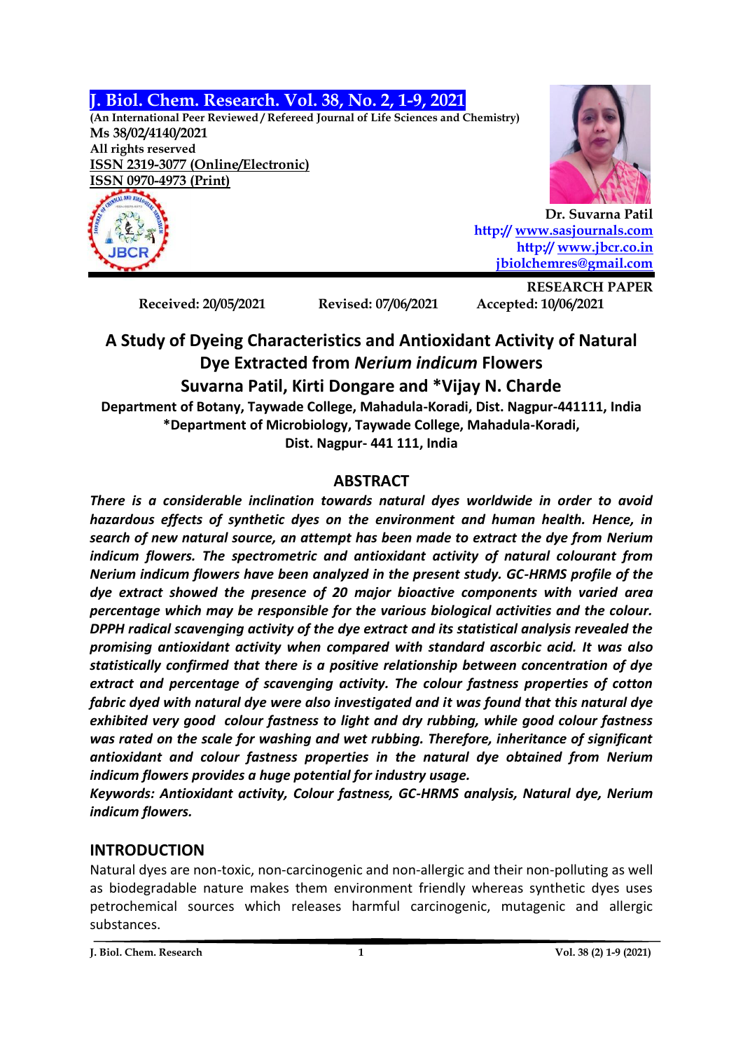J. Biol. Chem. Research. Vol. 38, No. 2, 1-9, 2021

(An International Peer Reviewed / Refereed Journal of Life Sciences and Chemistry)

Ms 38/02/4140/2021

All rights reserved

ISSN 2319-3077 (Online/Electronic)

ISSN 0970-4973 (Print)

Dr. Suvarna Patil

http:// www.sasjournals.com

http:// www.jbcr.co.in

jbiolchemres@gmail.com

RESEARCH PAPER

Received: 20/05/2021 Revised: 07/06/2021 Accepted: 10/06/2021

# A Study of Dyeing Characteristics and Antioxidant Activity of Natural Dye Extracted from *Nerium indicum* Flowers

**Suvarna Patil, Kirti Dongare and *Vijay N. Charde**

**Department of Botany, Taywade College, Mahadula-Koradi, Dist. Nagpur-441111, India**

***Department of Microbiology, Taywade College, Mahadula-Koradi, Dist. Nagpur- 441 111, India**

## ABSTRACT

***There is a considerable inclination towards natural dyes worldwide in order to avoid hazardous effects of synthetic dyes on the environment and human health. Hence, in search of new natural source, an attempt has been made to extract the dye from Nerium indicum flowers. The spectrometric and antioxidant activity of natural colourant from Nerium indicum flowers have been analyzed in the present study. GC-HRMS profile of the dye extract showed the presence of 20 major bioactive components with varied area percentage which may be responsible for the various biological activities and the colour. DPPH radical scavenging activity of the dye extract and its statistical analysis revealed the promising antioxidant activity when compared with standard ascorbic acid. It was also statistically confirmed that there is a positive relationship between concentration of dye extract and percentage of scavenging activity. The colour fastness properties of cotton fabric dyed with natural dye were also investigated and it was found that this natural dye exhibited very good colour fastness to light and dry rubbing, while good colour fastness was rated on the scale for washing and wet rubbing. Therefore, inheritance of significant antioxidant and colour fastness properties in the natural dye obtained from Nerium indicum flowers provides a huge potential for industry usage.***

***Keywords: Antioxidant activity, Colour fastness, GC-HRMS analysis, Natural dye, Nerium indicum flowers.***

## INTRODUCTION

Natural dyes are non-toxic, non-carcinogenic and non-allergic and their non-polluting as well as biodegradable nature makes them environment friendly whereas synthetic dyes uses petrochemical sources which releases harmful carcinogenic, mutagenic and allergic substances.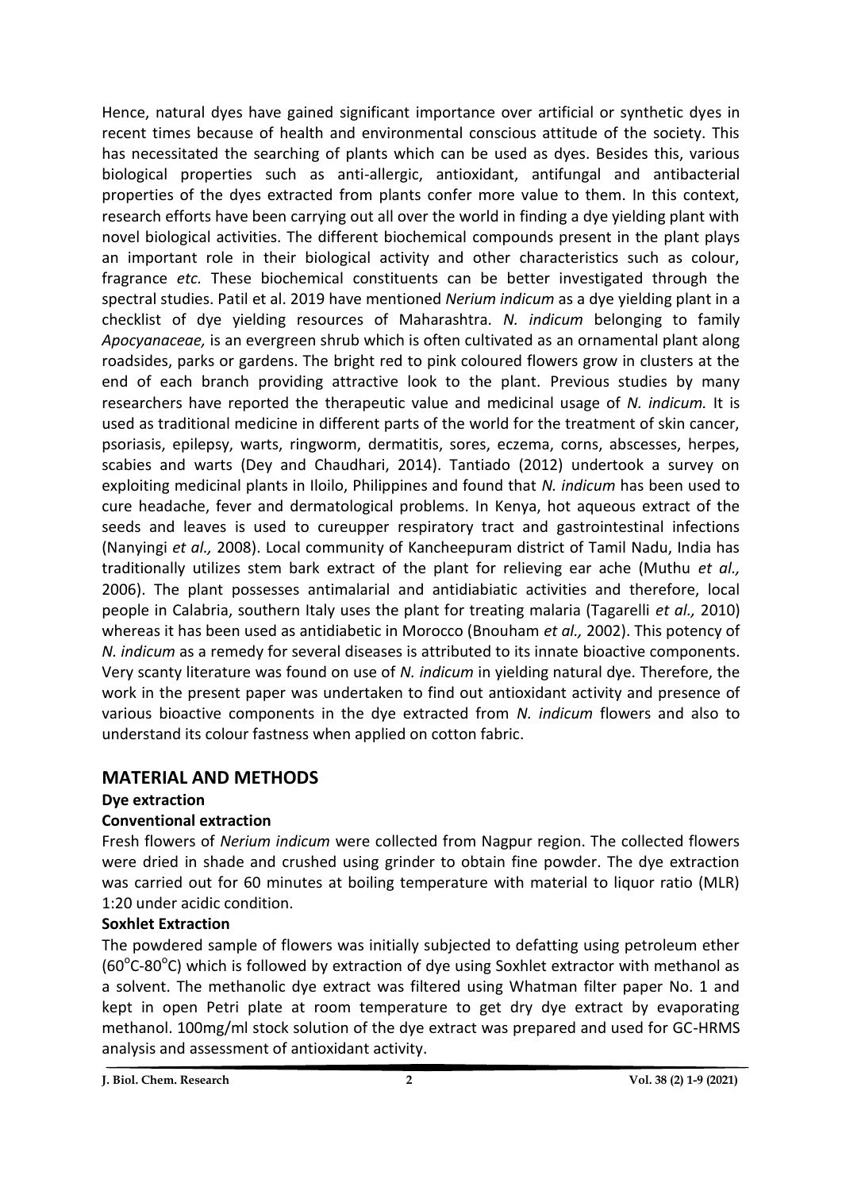Hence, natural dyes have gained significant importance over artificial or synthetic dyes in recent times because of health and environmental conscious attitude of the society. This has necessitated the searching of plants which can be used as dyes. Besides this, various biological properties such as anti-allergic, antioxidant, antifungal and antibacterial properties of the dyes extracted from plants confer more value to them. In this context, research efforts have been carrying out all over the world in finding a dye yielding plant with novel biological activities. The different biochemical compounds present in the plant plays an important role in their biological activity and other characteristics such as colour, fragrance *etc.* These biochemical constituents can be better investigated through the spectral studies. Patil et al. 2019 have mentioned *Nerium indicum* as a dye yielding plant in a checklist of dye yielding resources of Maharashtra. *N. indicum* belonging to family *Apocyanaceae,* is an evergreen shrub which is often cultivated as an ornamental plant along roadsides, parks or gardens. The bright red to pink coloured flowers grow in clusters at the end of each branch providing attractive look to the plant. Previous studies by many researchers have reported the therapeutic value and medicinal usage of *N. indicum.* It is used as traditional medicine in different parts of the world for the treatment of skin cancer, psoriasis, epilepsy, warts, ringworm, dermatitis, sores, eczema, corns, abscesses, herpes, scabies and warts (Dey and Chaudhari, 2014). Tantiado (2012) undertook a survey on exploiting medicinal plants in Iloilo, Philippines and found that *N. indicum* has been used to cure headache, fever and dermatological problems. In Kenya, hot aqueous extract of the seeds and leaves is used to cureupper respiratory tract and gastrointestinal infections (Nanyingi *et al.,* 2008). Local community of Kancheepuram district of Tamil Nadu, India has traditionally utilizes stem bark extract of the plant for relieving ear ache (Muthu *et al.,* 2006). The plant possesses antimalarial and antidiabiatic activities and therefore, local people in Calabria, southern Italy uses the plant for treating malaria (Tagarelli *et al.,* 2010) whereas it has been used as antidiabetic in Morocco (Bnouham *et al.,* 2002). This potency of *N. indicum* as a remedy for several diseases is attributed to its innate bioactive components. Very scanty literature was found on use of *N. indicum* in yielding natural dye. Therefore, the work in the present paper was undertaken to find out antioxidant activity and presence of various bioactive components in the dye extracted from *N. indicum* flowers and also to understand its colour fastness when applied on cotton fabric.

## MATERIAL AND METHODS

### Dye extraction

### Conventional extraction

Fresh flowers of *Nerium indicum* were collected from Nagpur region. The collected flowers were dried in shade and crushed using grinder to obtain fine powder. The dye extraction was carried out for 60 minutes at boiling temperature with material to liquor ratio (MLR) 1:20 under acidic condition.

### Soxhlet Extraction

The powdered sample of flowers was initially subjected to defatting using petroleum ether ($60^{o}C$-$80^{o}C$) which is followed by extraction of dye using Soxhlet extractor with methanol as a solvent. The methanolic dye extract was filtered using Whatman filter paper No. 1 and kept in open Petri plate at room temperature to get dry dye extract by evaporating methanol. 100mg/ml stock solution of the dye extract was prepared and used for GC-HRMS analysis and assessment of antioxidant activity.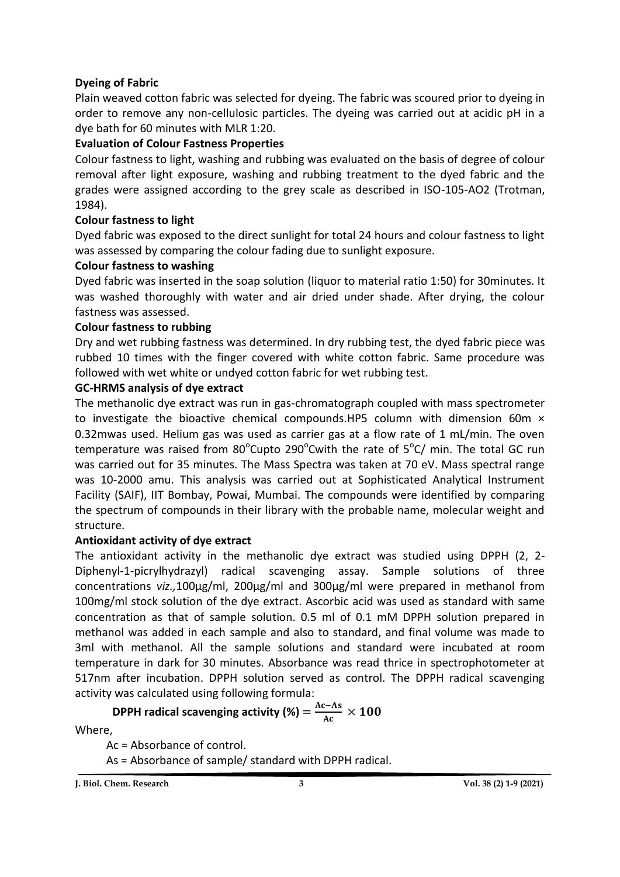**Dyeing of Fabric**

Plain weaved cotton fabric was selected for dyeing. The fabric was scoured prior to dyeing in order to remove any non-cellulosic particles. The dyeing was carried out at acidic pH in a dye bath for 60 minutes with MLR 1:20.

**Evaluation of Colour Fastness Properties**

Colour fastness to light, washing and rubbing was evaluated on the basis of degree of colour removal after light exposure, washing and rubbing treatment to the dyed fabric and the grades were assigned according to the grey scale as described in ISO-105-AO2 (Trotman, 1984).

**Colour fastness to light**

Dyed fabric was exposed to the direct sunlight for total 24 hours and colour fastness to light was assessed by comparing the colour fading due to sunlight exposure.

**Colour fastness to washing**

Dyed fabric was inserted in the soap solution (liquor to material ratio 1:50) for 30minutes. It was washed thoroughly with water and air dried under shade. After drying, the colour fastness was assessed.

**Colour fastness to rubbing**

Dry and wet rubbing fastness was determined. In dry rubbing test, the dyed fabric piece was rubbed 10 times with the finger covered with white cotton fabric. Same procedure was followed with wet white or undyed cotton fabric for wet rubbing test.

**GC-HRMS analysis of dye extract**

The methanolic dye extract was run in gas-chromatograph coupled with mass spectrometer to investigate the bioactive chemical compounds.HP5 column with dimension 60m × 0.32mwas used. Helium gas was used as carrier gas at a flow rate of 1 mL/min. The oven temperature was raised from 80$^{o}$Cupto 290$^{o}$Cwith the rate of 5$^{o}$C/ min. The total GC run was carried out for 35 minutes. The Mass Spectra was taken at 70 eV. Mass spectral range was 10-2000 amu. This analysis was carried out at Sophisticated Analytical Instrument Facility (SAIF), IIT Bombay, Powai, Mumbai. The compounds were identified by comparing the spectrum of compounds in their library with the probable name, molecular weight and structure.

**Antioxidant activity of dye extract**

The antioxidant activity in the methanolic dye extract was studied using DPPH (2, 2-Diphenyl-1-picrylhydrazyl) radical scavenging assay. Sample solutions of three concentrations *viz.,*100µg/ml, 200µg/ml and 300µg/ml were prepared in methanol from 100mg/ml stock solution of the dye extract. Ascorbic acid was used as standard with same concentration as that of sample solution. 0.5 ml of 0.1 mM DPPH solution prepared in methanol was added in each sample and also to standard, and final volume was made to 3ml with methanol. All the sample solutions and standard were incubated at room temperature in dark for 30 minutes. Absorbance was read thrice in spectrophotometer at 517nm after incubation. DPPH solution served as control. The DPPH radical scavenging activity was calculated using following formula:

$$\textbf{DPPH radical scavenging activity (\%)} = \frac{\mathrm{Ac-As}}{\mathrm{Ac}} \times \mathbf{100}$$

Where,

Ac = Absorbance of control.

As = Absorbance of sample/ standard with DPPH radical.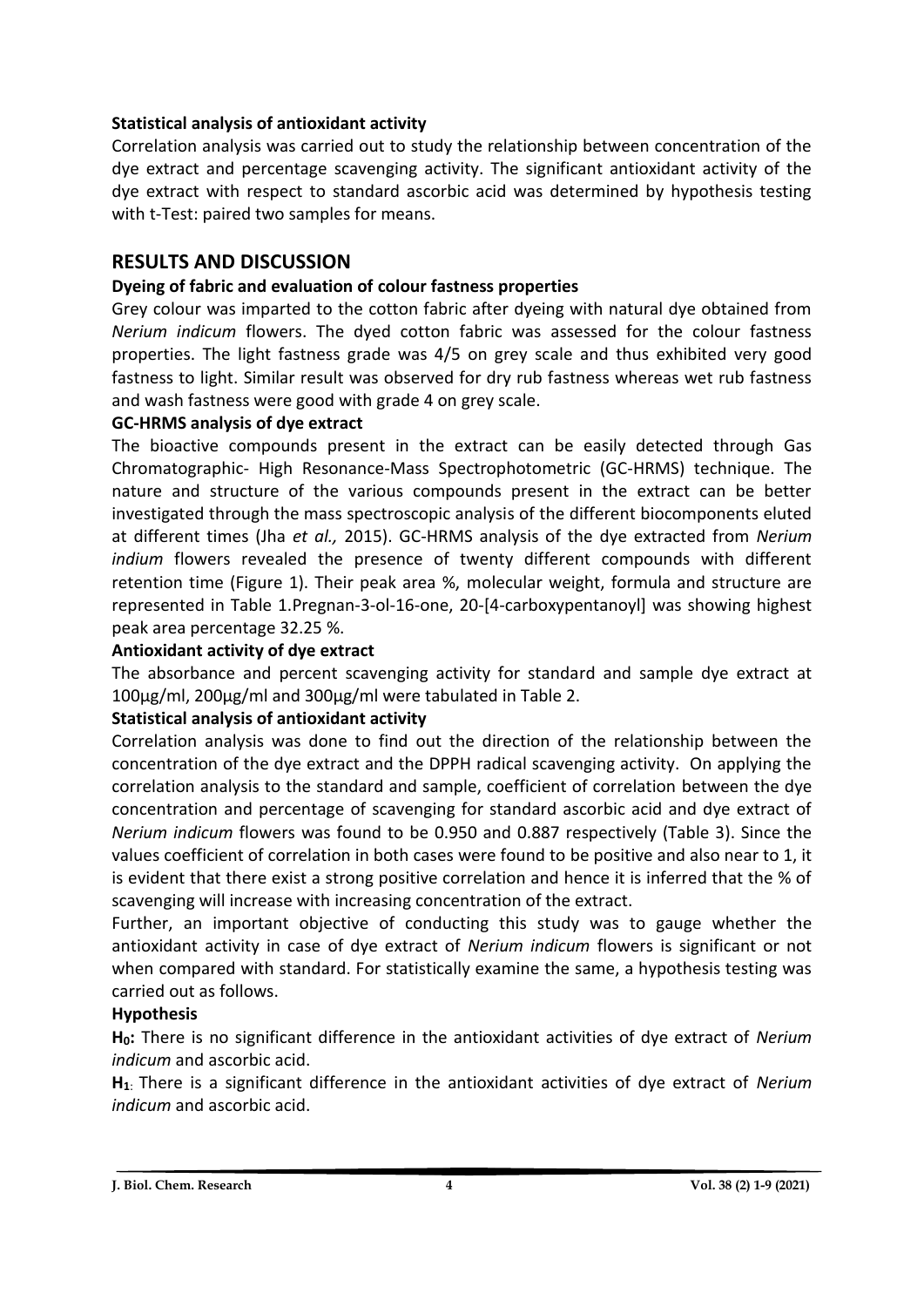### Statistical analysis of antioxidant activity

Correlation analysis was carried out to study the relationship between concentration of the dye extract and percentage scavenging activity. The significant antioxidant activity of the dye extract with respect to standard ascorbic acid was determined by hypothesis testing with t-Test: paired two samples for means.

## RESULTS AND DISCUSSION

### Dyeing of fabric and evaluation of colour fastness properties

Grey colour was imparted to the cotton fabric after dyeing with natural dye obtained from *Nerium indicum* flowers. The dyed cotton fabric was assessed for the colour fastness properties. The light fastness grade was 4/5 on grey scale and thus exhibited very good fastness to light. Similar result was observed for dry rub fastness whereas wet rub fastness and wash fastness were good with grade 4 on grey scale.

### GC-HRMS analysis of dye extract

The bioactive compounds present in the extract can be easily detected through Gas Chromatographic- High Resonance-Mass Spectrophotometric (GC-HRMS) technique. The nature and structure of the various compounds present in the extract can be better investigated through the mass spectroscopic analysis of the different biocomponents eluted at different times (Jha *et al.,* 2015). GC-HRMS analysis of the dye extracted from *Nerium indium* flowers revealed the presence of twenty different compounds with different retention time (Figure 1). Their peak area %, molecular weight, formula and structure are represented in Table 1.Pregnan-3-ol-16-one, 20-[4-carboxypentanoyl] was showing highest peak area percentage 32.25 %.

### Antioxidant activity of dye extract

The absorbance and percent scavenging activity for standard and sample dye extract at 100µg/ml, 200µg/ml and 300µg/ml were tabulated in Table 2.

### Statistical analysis of antioxidant activity

Correlation analysis was done to find out the direction of the relationship between the concentration of the dye extract and the DPPH radical scavenging activity. On applying the correlation analysis to the standard and sample, coefficient of correlation between the dye concentration and percentage of scavenging for standard ascorbic acid and dye extract of *Nerium indicum* flowers was found to be 0.950 and 0.887 respectively (Table 3). Since the values coefficient of correlation in both cases were found to be positive and also near to 1, it is evident that there exist a strong positive correlation and hence it is inferred that the % of scavenging will increase with increasing concentration of the extract.

Further, an important objective of conducting this study was to gauge whether the antioxidant activity in case of dye extract of *Nerium indicum* flowers is significant or not when compared with standard. For statistically examine the same, a hypothesis testing was carried out as follows.

### Hypothesis

**$H_0$:** There is no significant difference in the antioxidant activities of dye extract of *Nerium indicum* and ascorbic acid.

**$H_1$:** There is a significant difference in the antioxidant activities of dye extract of *Nerium indicum* and ascorbic acid.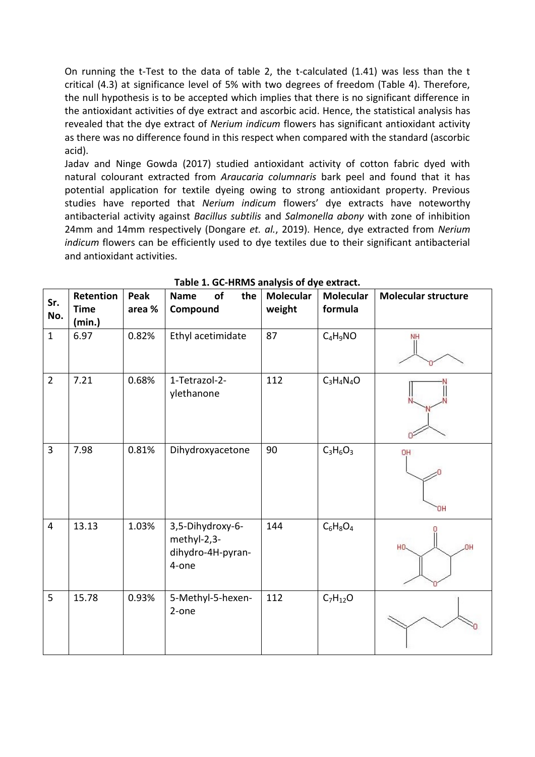On running the t-Test to the data of table 2, the t-calculated (1.41) was less than the t critical (4.3) at significance level of 5% with two degrees of freedom (Table 4). Therefore, the null hypothesis is to be accepted which implies that there is no significant difference in the antioxidant activities of dye extract and ascorbic acid. Hence, the statistical analysis has revealed that the dye extract of *Nerium indicum* flowers has significant antioxidant activity as there was no difference found in this respect when compared with the standard (ascorbic acid).

Jadav and Ninge Gowda (2017) studied antioxidant activity of cotton fabric dyed with natural colourant extracted from *Araucaria columnaris* bark peel and found that it has potential application for textile dyeing owing to strong antioxidant property. Previous studies have reported that *Nerium indicum* flowers' dye extracts have noteworthy antibacterial activity against *Bacillus subtilis* and *Salmonella abony* with zone of inhibition 24mm and 14mm respectively (Dongare *et. al.*, 2019). Hence, dye extracted from *Nerium indicum* flowers can be efficiently used to dye textiles due to their significant antibacterial and antioxidant activities.

**Table 1. GC-HRMS analysis of dye extract.**

| Sr. No. | Retention Time (min.) | Peak area % | Name of the Compound | Molecular weight | Molecular formula | Molecular structure |
|---|---|---|---|---|---|---|
| 1 | 6.97 | 0.82% | Ethyl acetimidate | 87 | $C_4H_9NO$ | |
| 2 | 7.21 | 0.68% | 1-Tetrazol-2-ylethanone | 112 | $C_3H_4N_4O$ | |
| 3 | 7.98 | 0.81% | Dihydroxyacetone | 90 | $C_3H_6O_3$ | |
| 4 | 13.13 | 1.03% | 3,5-Dihydroxy-6-methyl-2,3-dihydro-4H-pyran-4-one | 144 | $C_6H_8O_4$ | |
| 5 | 15.78 | 0.93% | 5-Methyl-5-hexen-2-one | 112 | $C_7H_{12}O$ | |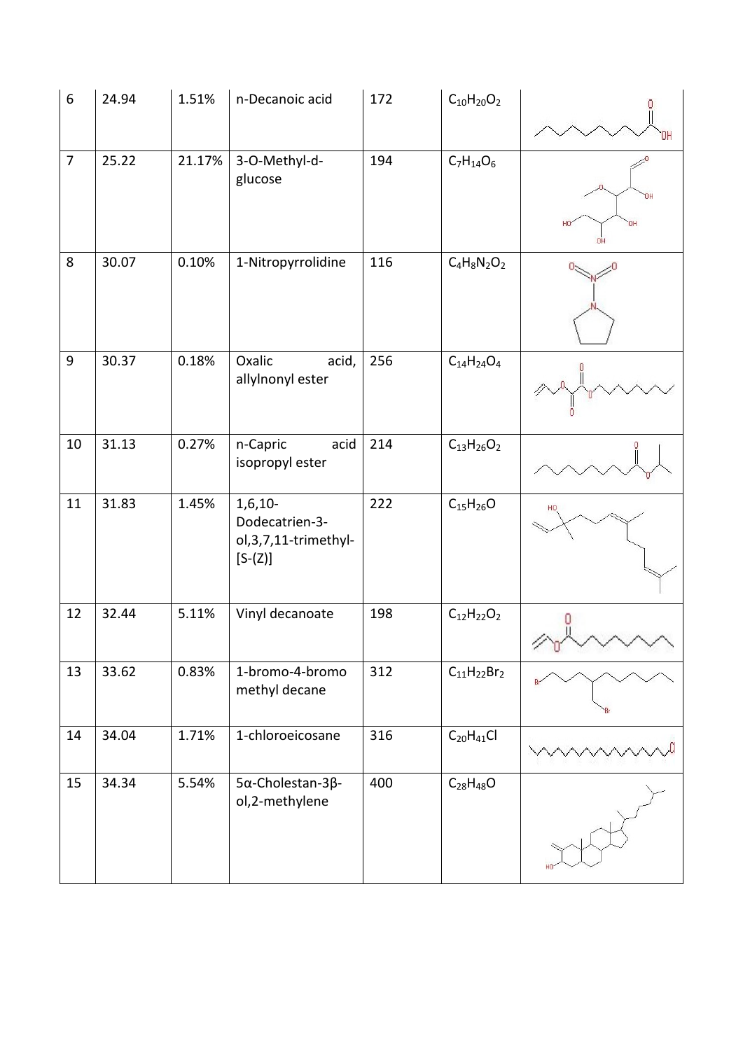| 6 | 24.94 | 1.51% | n-Decanoic acid | 172 | $C_{10}H_{20}O_2$ | |
|---|---|---|---|---|---|---|
| 7 | 25.22 | 21.17% | 3-O-Methyl-d-glucose | 194 | $C_7H_{14}O_6$ | |
| 8 | 30.07 | 0.10% | 1-Nitropyrrolidine | 116 | $C_4H_8N_2O_2$ | |
| 9 | 30.37 | 0.18% | Oxalic acid, allylnonyl ester | 256 | $C_{14}H_{24}O_4$ | |
| 10 | 31.13 | 0.27% | n-Capric acid isopropyl ester | 214 | $C_{13}H_{26}O_2$ | |
| 11 | 31.83 | 1.45% | 1,6,10-Dodecatrien-3-ol,3,7,11-trimethyl-[S-(Z)] | 222 | $C_{15}H_{26}O$ | |
| 12 | 32.44 | 5.11% | Vinyl decanoate | 198 | $C_{12}H_{22}O_2$ | |
| 13 | 33.62 | 0.83% | 1-bromo-4-bromo methyl decane | 312 | $C_{11}H_{22}Br_2$ | |
| 14 | 34.04 | 1.71% | 1-chloroeicosane | 316 | $C_{20}H_{41}Cl$ | |
| 15 | 34.34 | 5.54% | 5α-Cholestan-3β-ol,2-methylene | 400 | $C_{28}H_{48}O$ | |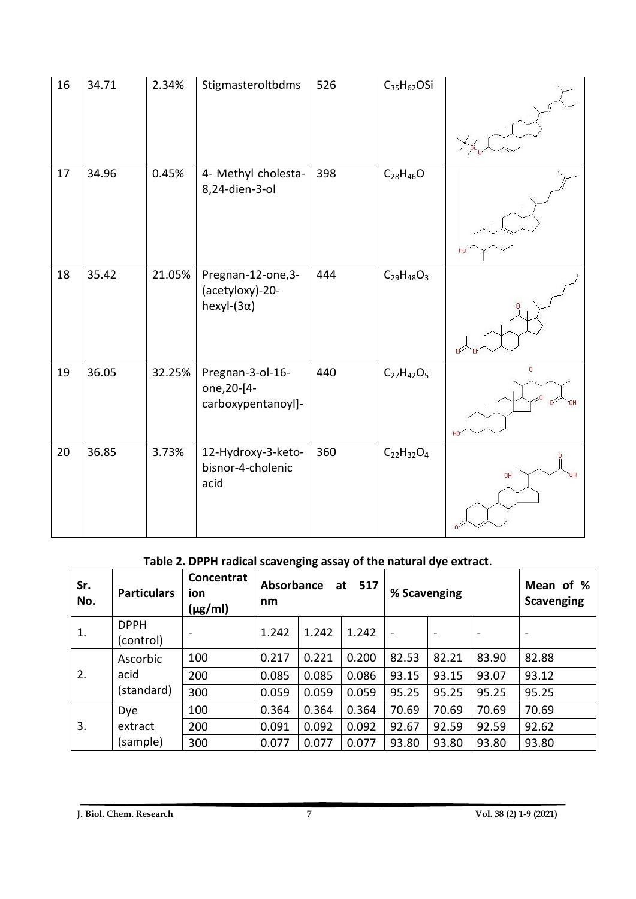| 16 | 34.71 | 2.34% | Stigmasteroltbdms | 526 | $C_{35}H_{62}OSi$ | |
|---|---|---|---|---|---|---|
| 17 | 34.96 | 0.45% | 4- Methyl cholesta-8,24-dien-3-ol | 398 | $C_{28}H_{46}O$ | |
| 18 | 35.42 | 21.05% | Pregnan-12-one,3-(acetyloxy)-20-hexyl-(3α) | 444 | $C_{29}H_{48}O_3$ | |
| 19 | 36.05 | 32.25% | Pregnan-3-ol-16-one,20-[4-carboxypentanoyl]- | 440 | $C_{27}H_{42}O_5$ | |
| 20 | 36.85 | 3.73% | 12-Hydroxy-3-keto-bisnor-4-cholenic acid | 360 | $C_{22}H_{32}O_4$ | |

**Table 2. DPPH radical scavenging assay of the natural dye extract.**

| Sr. No. | Particulars | Concentration (μg/ml) | Absorbance at 517 nm | | | % Scavenging | | | Mean of % Scavenging |
|---|---|---|---|---|---|---|---|---|---|
| 1. | DPPH (control) | - | 1.242 | 1.242 | 1.242 | - | - | - | - |
| 2. | Ascorbic acid (standard) | 100 | 0.217 | 0.221 | 0.200 | 82.53 | 82.21 | 83.90 | 82.88 |
| | | 200 | 0.085 | 0.085 | 0.086 | 93.15 | 93.15 | 93.07 | 93.12 |
| | | 300 | 0.059 | 0.059 | 0.059 | 95.25 | 95.25 | 95.25 | 95.25 |
| 3. | Dye extract (sample) | 100 | 0.364 | 0.364 | 0.364 | 70.69 | 70.69 | 70.69 | 70.69 |
| | | 200 | 0.091 | 0.092 | 0.092 | 92.67 | 92.59 | 92.59 | 92.62 |
| | | 300 | 0.077 | 0.077 | 0.077 | 93.80 | 93.80 | 93.80 | 93.80 |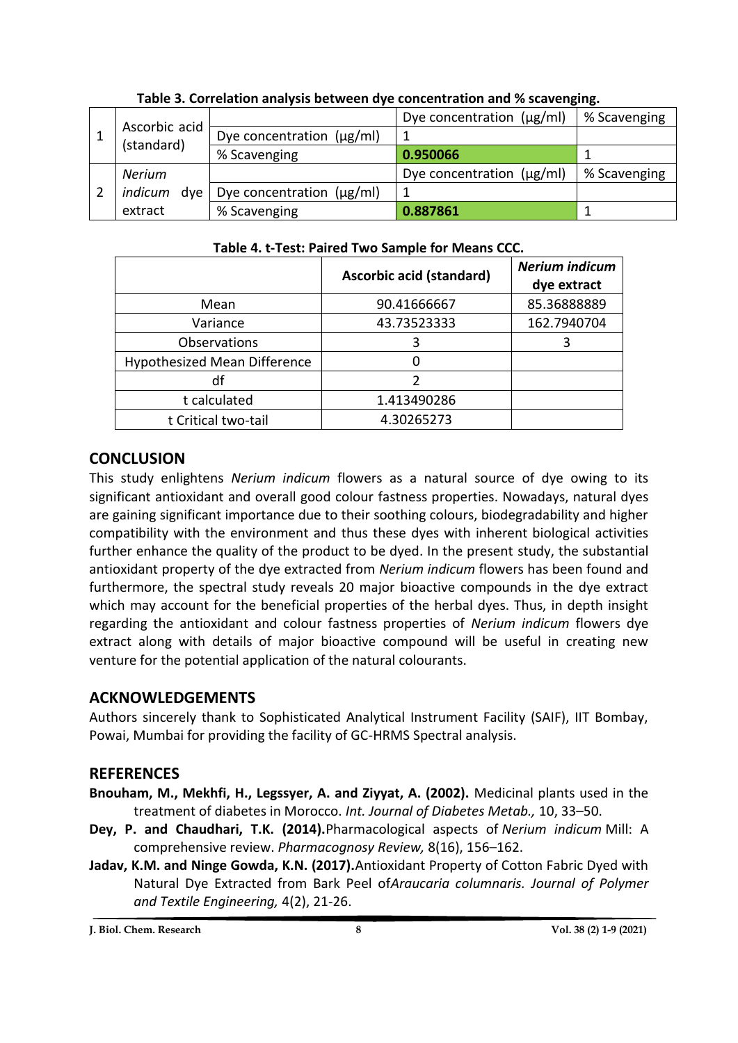**Table 3. Correlation analysis between dye concentration and % scavenging.**

| | | | Dye concentration (µg/ml) | % Scavenging |
|---|---|---|---|---|
| 1 | Ascorbic acid (standard) | | Dye concentration (µg/ml) | % Scavenging |
| | | Dye concentration (µg/ml) | 1 | |
| | | % Scavenging | **0.950066** | 1 |
| 2 | *Nerium indicum* dye extract | | Dye concentration (µg/ml) | % Scavenging |
| | | Dye concentration (µg/ml) | 1 | |
| | | % Scavenging | **0.887861** | 1 |

**Table 4. t-Test: Paired Two Sample for Means CCC.**

| | Ascorbic acid (standard) | *Nerium indicum* dye extract |
|---|---|---|
| Mean | 90.41666667 | 85.36888889 |
| Variance | 43.73523333 | 162.7940704 |
| Observations | 3 | 3 |
| Hypothesized Mean Difference | 0 | |
| df | 2 | |
| t calculated | 1.413490286 | |
| t Critical two-tail | 4.30265273 | |

## CONCLUSION

This study enlightens *Nerium indicum* flowers as a natural source of dye owing to its significant antioxidant and overall good colour fastness properties. Nowadays, natural dyes are gaining significant importance due to their soothing colours, biodegradability and higher compatibility with the environment and thus these dyes with inherent biological activities further enhance the quality of the product to be dyed. In the present study, the substantial antioxidant property of the dye extracted from *Nerium indicum* flowers has been found and furthermore, the spectral study reveals 20 major bioactive compounds in the dye extract which may account for the beneficial properties of the herbal dyes. Thus, in depth insight regarding the antioxidant and colour fastness properties of *Nerium indicum* flowers dye extract along with details of major bioactive compound will be useful in creating new venture for the potential application of the natural colourants.

## ACKNOWLEDGEMENTS

Authors sincerely thank to Sophisticated Analytical Instrument Facility (SAIF), IIT Bombay, Powai, Mumbai for providing the facility of GC-HRMS Spectral analysis.

## REFERENCES

**Bnouham, M., Mekhfi, H., Legssyer, A. and Ziyyat, A. (2002).** Medicinal plants used in the treatment of diabetes in Morocco. *Int. Journal of Diabetes Metab.,* 10, 33–50.

**Dey, P. and Chaudhari, T.K. (2014).**Pharmacological aspects of *Nerium indicum* Mill: A comprehensive review. *Pharmacognosy Review,* 8(16), 156–162.

**Jadav, K.M. and Ninge Gowda, K.N. (2017).**Antioxidant Property of Cotton Fabric Dyed with Natural Dye Extracted from Bark Peel of*Araucaria columnaris. Journal of Polymer and Textile Engineering,* 4(2), 21-26.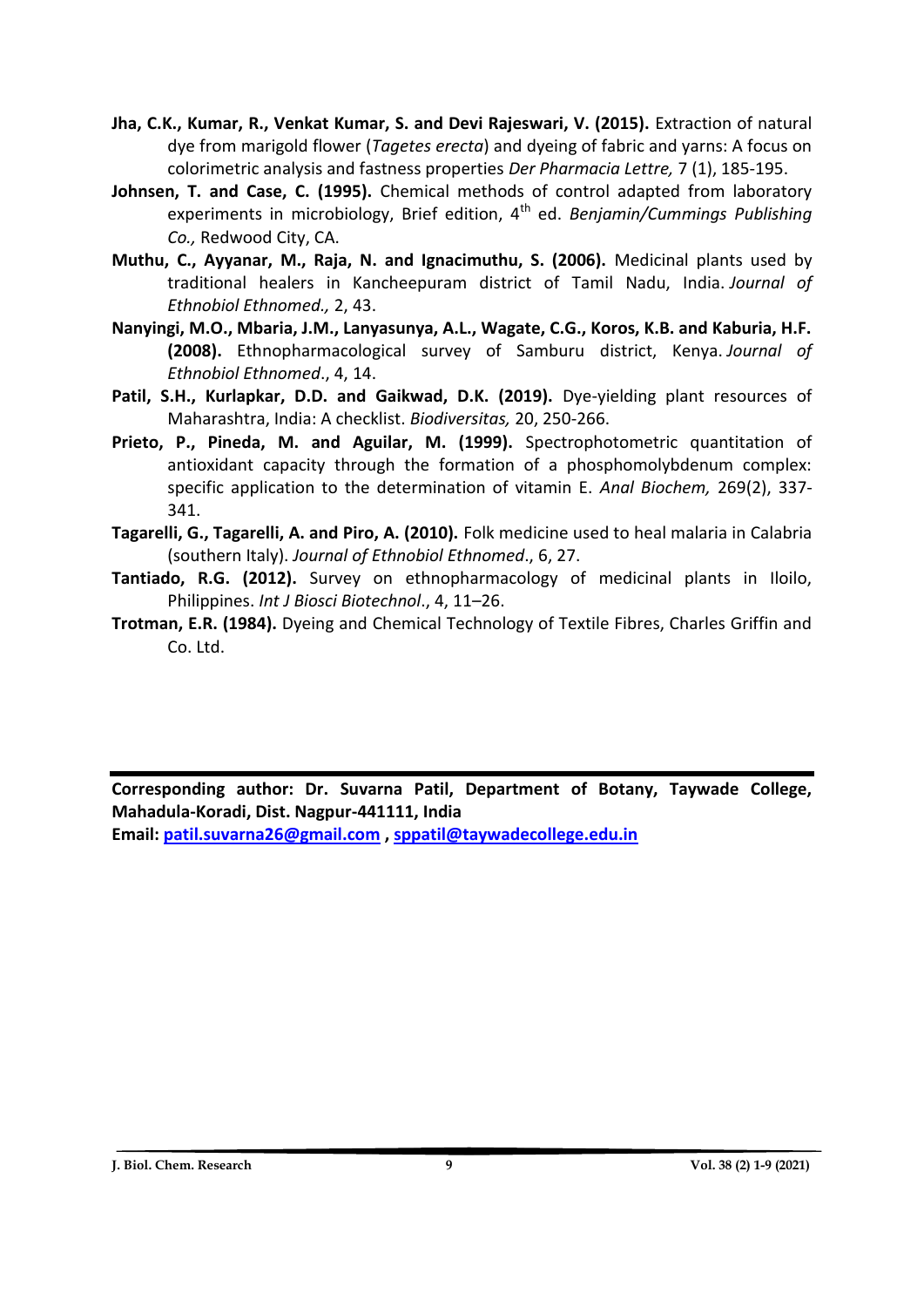**Jha, C.K., Kumar, R., Venkat Kumar, S. and Devi Rajeswari, V. (2015).** Extraction of natural dye from marigold flower (*Tagetes erecta*) and dyeing of fabric and yarns: A focus on colorimetric analysis and fastness properties *Der Pharmacia Lettre,* 7 (1), 185-195.

**Johnsen, T. and Case, C. (1995).** Chemical methods of control adapted from laboratory experiments in microbiology, Brief edition, 4th ed. *Benjamin/Cummings Publishing Co.,* Redwood City, CA.

**Muthu, C., Ayyanar, M., Raja, N. and Ignacimuthu, S. (2006).** Medicinal plants used by traditional healers in Kancheepuram district of Tamil Nadu, India. *Journal of Ethnobiol Ethnomed.,* 2, 43.

**Nanyingi, M.O., Mbaria, J.M., Lanyasunya, A.L., Wagate, C.G., Koros, K.B. and Kaburia, H.F. (2008).** Ethnopharmacological survey of Samburu district, Kenya. *Journal of Ethnobiol Ethnomed*., 4, 14.

**Patil, S.H., Kurlapkar, D.D. and Gaikwad, D.K. (2019).** Dye-yielding plant resources of Maharashtra, India: A checklist. *Biodiversitas,* 20, 250-266.

**Prieto, P., Pineda, M. and Aguilar, M. (1999).** Spectrophotometric quantitation of antioxidant capacity through the formation of a phosphomolybdenum complex: specific application to the determination of vitamin E. *Anal Biochem,* 269(2), 337-341.

**Tagarelli, G., Tagarelli, A. and Piro, A. (2010).** Folk medicine used to heal malaria in Calabria (southern Italy). *Journal of Ethnobiol Ethnomed*., 6, 27.

**Tantiado, R.G. (2012).** Survey on ethnopharmacology of medicinal plants in Iloilo, Philippines. *Int J Biosci Biotechnol*., 4, 11–26.

**Trotman, E.R. (1984).** Dyeing and Chemical Technology of Textile Fibres, Charles Griffin and Co. Ltd.

---

**Corresponding author: Dr. Suvarna Patil, Department of Botany, Taywade College, Mahadula-Koradi, Dist. Nagpur-441111, India**

**Email: patil.suvarna26@gmail.com , sppatil@taywadecollege.edu.in**